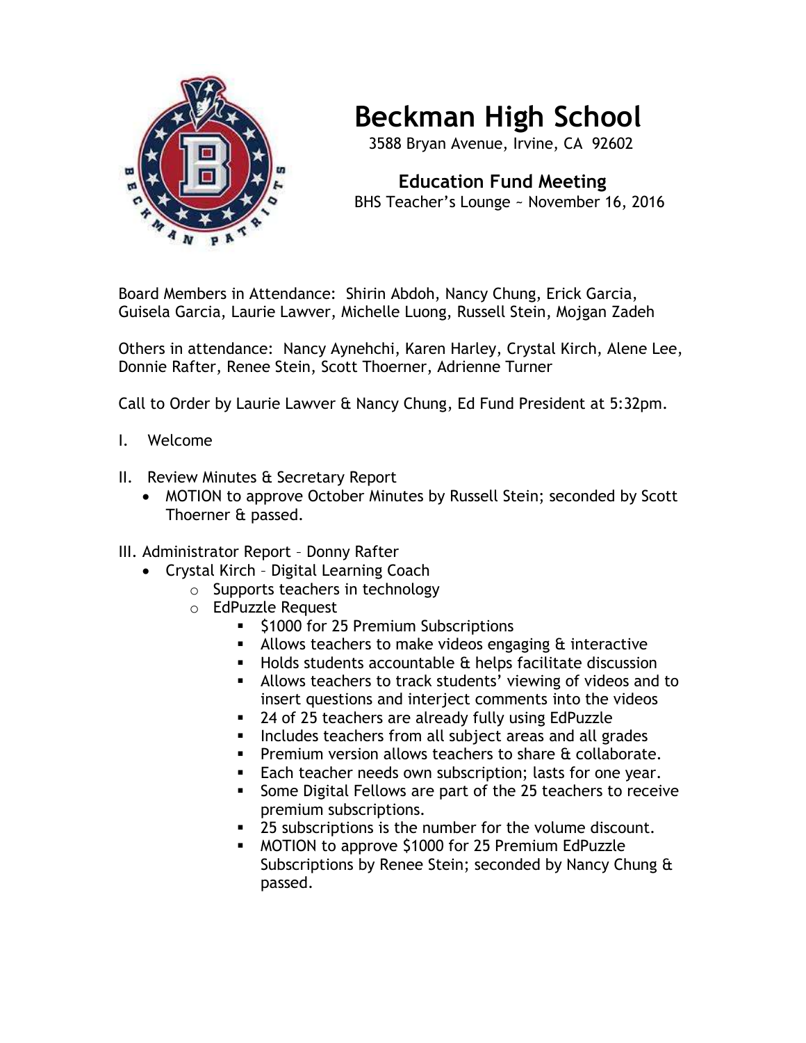# Beckman High School

3588 Bryan Avenue, Irvine, CA 92602

## Education Fund Meeting

BHS Teacher's Lounge ~ November 16, 2016

Board Members in Attendance: Shirin Abdoh, Nancy Chung, Erick Garcia, Guisela Garcia, Laurie Lawver, Michelle Luong, Russell Stein, Mojgan Zadeh

Others in attendance: Nancy Aynehchi, Karen Harley, Crystal Kirch, Alene Lee, Donnie Rafter, Renee Stein, Scott Thoerner, Adrienne Turner

Call to Order by Laurie Lawver & Nancy Chung, Ed Fund President at 5:32pm.

I. Welcome

II. Review Minutes & Secretary Report
- MOTION to approve October Minutes by Russell Stein; seconded by Scott Thoerner & passed.

III. Administrator Report – Donny Rafter
- Crystal Kirch – Digital Learning Coach
  - Supports teachers in technology
  - EdPuzzle Request
    - $1000 for 25 Premium Subscriptions
    - Allows teachers to make videos engaging & interactive
    - Holds students accountable & helps facilitate discussion
    - Allows teachers to track students' viewing of videos and to insert questions and interject comments into the videos
    - 24 of 25 teachers are already fully using EdPuzzle
    - Includes teachers from all subject areas and all grades
    - Premium version allows teachers to share & collaborate.
    - Each teacher needs own subscription; lasts for one year.
    - Some Digital Fellows are part of the 25 teachers to receive premium subscriptions.
    - 25 subscriptions is the number for the volume discount.
    - MOTION to approve $1000 for 25 Premium EdPuzzle Subscriptions by Renee Stein; seconded by Nancy Chung & passed.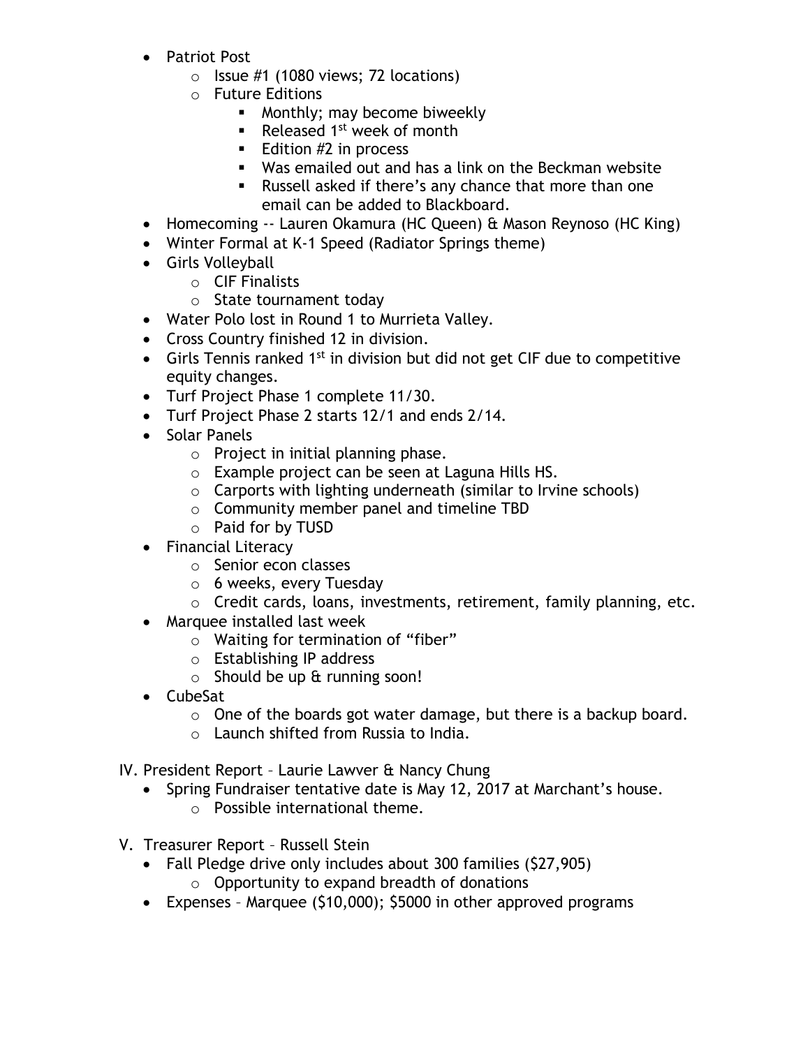- Patriot Post
  - Issue #1 (1080 views; 72 locations)
  - Future Editions
    - Monthly; may become biweekly
    - Released 1st week of month
    - Edition #2 in process
    - Was emailed out and has a link on the Beckman website
    - Russell asked if there's any chance that more than one email can be added to Blackboard.
- Homecoming -- Lauren Okamura (HC Queen) & Mason Reynoso (HC King)
- Winter Formal at K-1 Speed (Radiator Springs theme)
- Girls Volleyball
  - CIF Finalists
  - State tournament today
- Water Polo lost in Round 1 to Murrieta Valley.
- Cross Country finished 12 in division.
- Girls Tennis ranked 1st in division but did not get CIF due to competitive equity changes.
- Turf Project Phase 1 complete 11/30.
- Turf Project Phase 2 starts 12/1 and ends 2/14.
- Solar Panels
  - Project in initial planning phase.
  - Example project can be seen at Laguna Hills HS.
  - Carports with lighting underneath (similar to Irvine schools)
  - Community member panel and timeline TBD
  - Paid for by TUSD
- Financial Literacy
  - Senior econ classes
  - 6 weeks, every Tuesday
  - Credit cards, loans, investments, retirement, family planning, etc.
- Marquee installed last week
  - Waiting for termination of "fiber"
  - Establishing IP address
  - Should be up & running soon!
- CubeSat
  - One of the boards got water damage, but there is a backup board.
  - Launch shifted from Russia to India.

IV. President Report – Laurie Lawver & Nancy Chung

- Spring Fundraiser tentative date is May 12, 2017 at Marchant's house.
  - Possible international theme.

V. Treasurer Report – Russell Stein

- Fall Pledge drive only includes about 300 families ($27,905)
  - Opportunity to expand breadth of donations
- Expenses – Marquee ($10,000); $5000 in other approved programs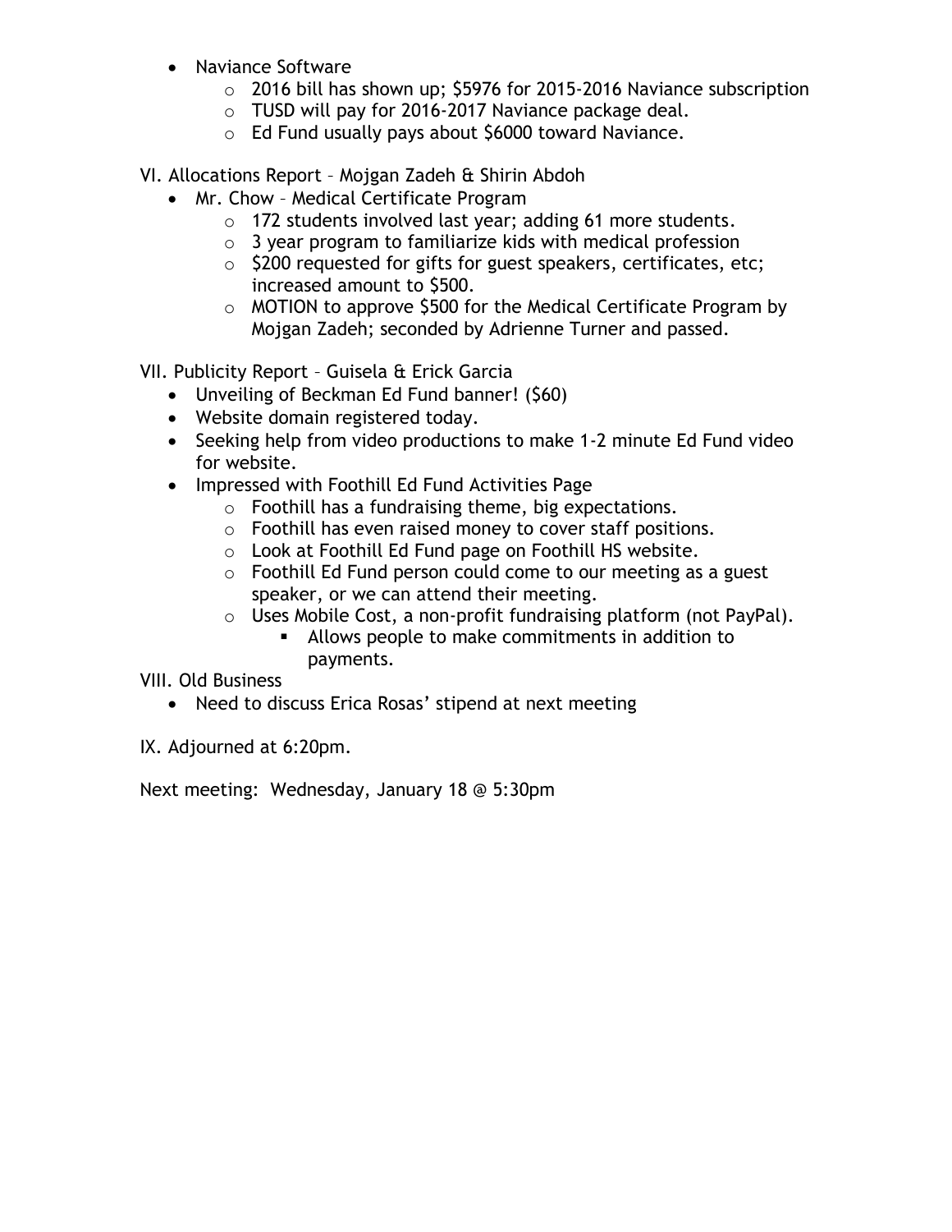- Naviance Software
    - 2016 bill has shown up; $5976 for 2015-2016 Naviance subscription
    - TUSD will pay for 2016-2017 Naviance package deal.
    - Ed Fund usually pays about $6000 toward Naviance.

VI. Allocations Report – Mojgan Zadeh & Shirin Abdoh

- Mr. Chow – Medical Certificate Program
    - 172 students involved last year; adding 61 more students.
    - 3 year program to familiarize kids with medical profession
    - $200 requested for gifts for guest speakers, certificates, etc; increased amount to $500.
    - MOTION to approve $500 for the Medical Certificate Program by Mojgan Zadeh; seconded by Adrienne Turner and passed.

VII. Publicity Report – Guisela & Erick Garcia

- Unveiling of Beckman Ed Fund banner! ($60)
- Website domain registered today.
- Seeking help from video productions to make 1-2 minute Ed Fund video for website.
- Impressed with Foothill Ed Fund Activities Page
    - Foothill has a fundraising theme, big expectations.
    - Foothill has even raised money to cover staff positions.
    - Look at Foothill Ed Fund page on Foothill HS website.
    - Foothill Ed Fund person could come to our meeting as a guest speaker, or we can attend their meeting.
    - Uses Mobile Cost, a non-profit fundraising platform (not PayPal).
        - Allows people to make commitments in addition to payments.

VIII. Old Business

- Need to discuss Erica Rosas' stipend at next meeting

IX. Adjourned at 6:20pm.

Next meeting: Wednesday, January 18 @ 5:30pm